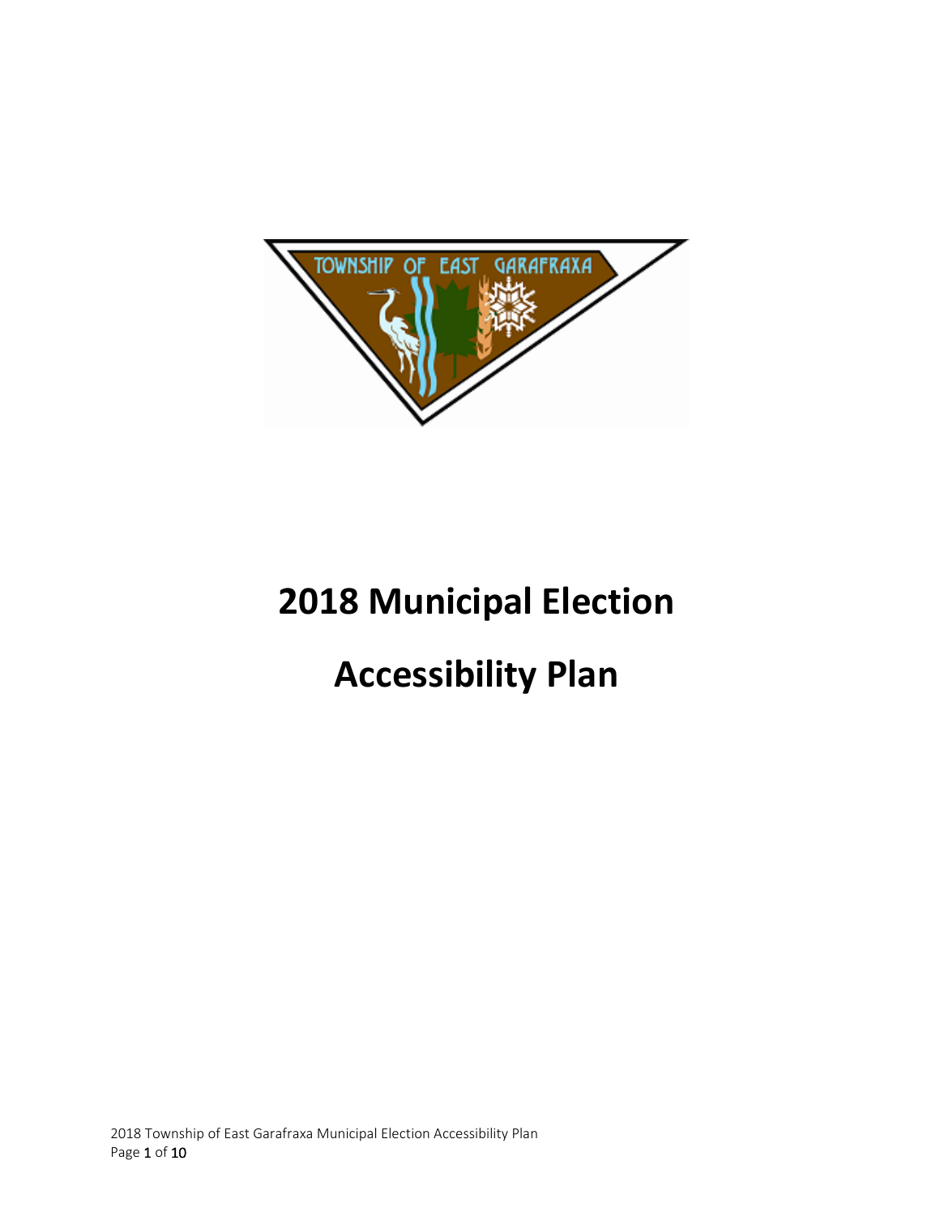# 2018 Municipal Election

# Accessibility Plan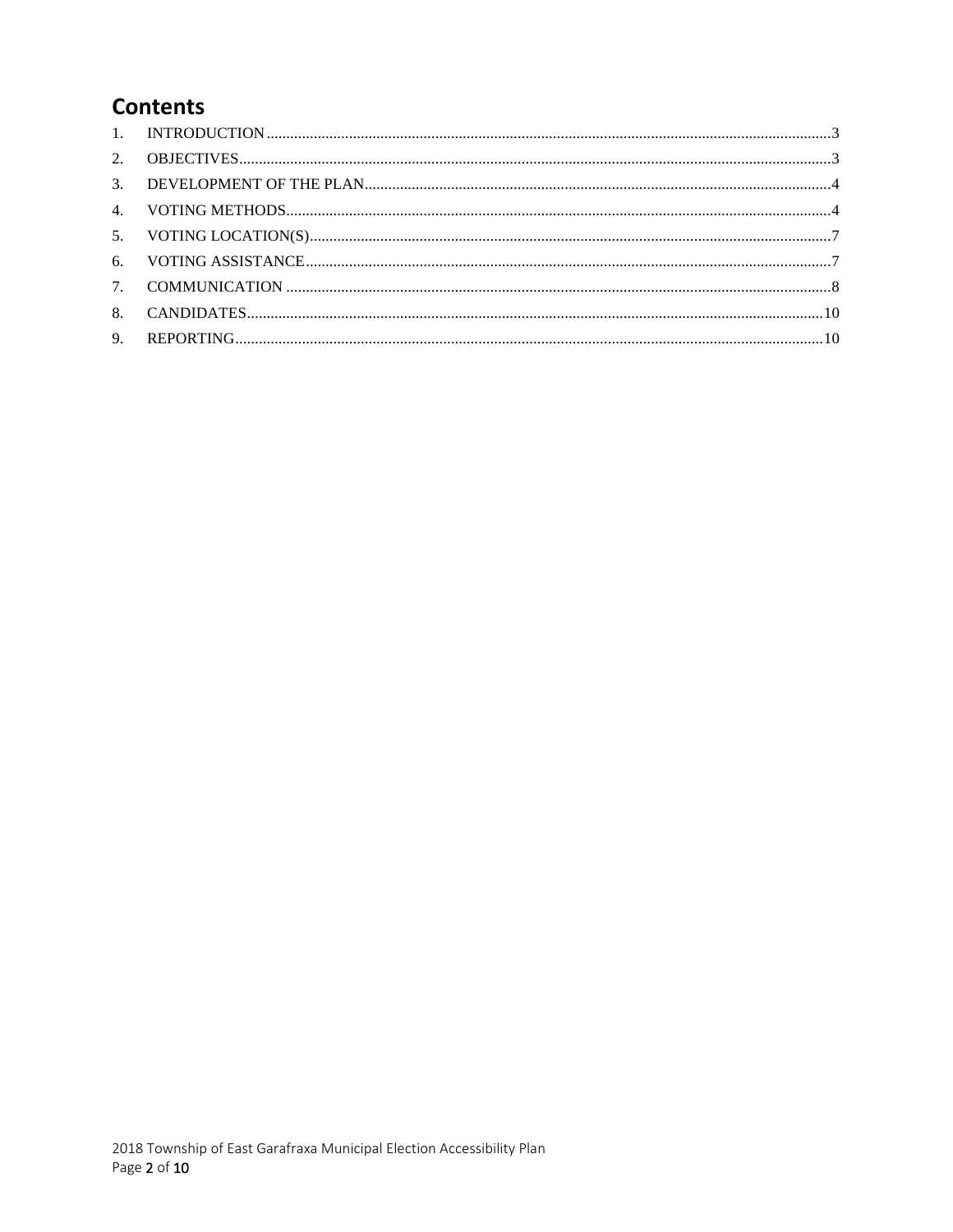# Contents

1. INTRODUCTION ........................................ 3
2. OBJECTIVES ........................................ 3
3. DEVELOPMENT OF THE PLAN ........................................ 4
4. VOTING METHODS ........................................ 4
5. VOTING LOCATION(S) ........................................ 7
6. VOTING ASSISTANCE ........................................ 7
7. COMMUNICATION ........................................ 8
8. CANDIDATES ........................................ 10
9. REPORTING ........................................ 10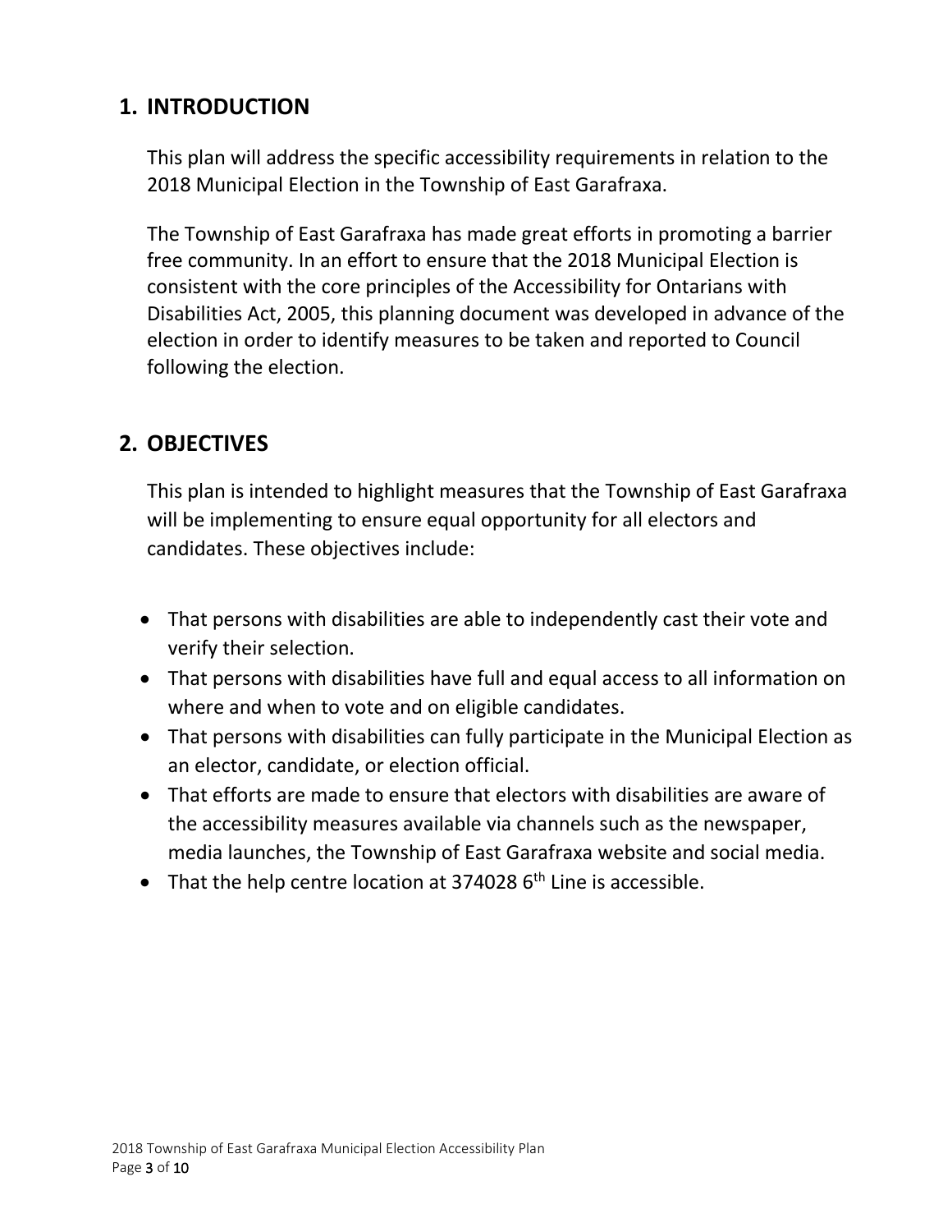## 1. INTRODUCTION

This plan will address the specific accessibility requirements in relation to the 2018 Municipal Election in the Township of East Garafraxa.

The Township of East Garafraxa has made great efforts in promoting a barrier free community. In an effort to ensure that the 2018 Municipal Election is consistent with the core principles of the Accessibility for Ontarians with Disabilities Act, 2005, this planning document was developed in advance of the election in order to identify measures to be taken and reported to Council following the election.

## 2. OBJECTIVES

This plan is intended to highlight measures that the Township of East Garafraxa will be implementing to ensure equal opportunity for all electors and candidates. These objectives include:

- That persons with disabilities are able to independently cast their vote and verify their selection.
- That persons with disabilities have full and equal access to all information on where and when to vote and on eligible candidates.
- That persons with disabilities can fully participate in the Municipal Election as an elector, candidate, or election official.
- That efforts are made to ensure that electors with disabilities are aware of the accessibility measures available via channels such as the newspaper, media launches, the Township of East Garafraxa website and social media.
- That the help centre location at 374028 6th Line is accessible.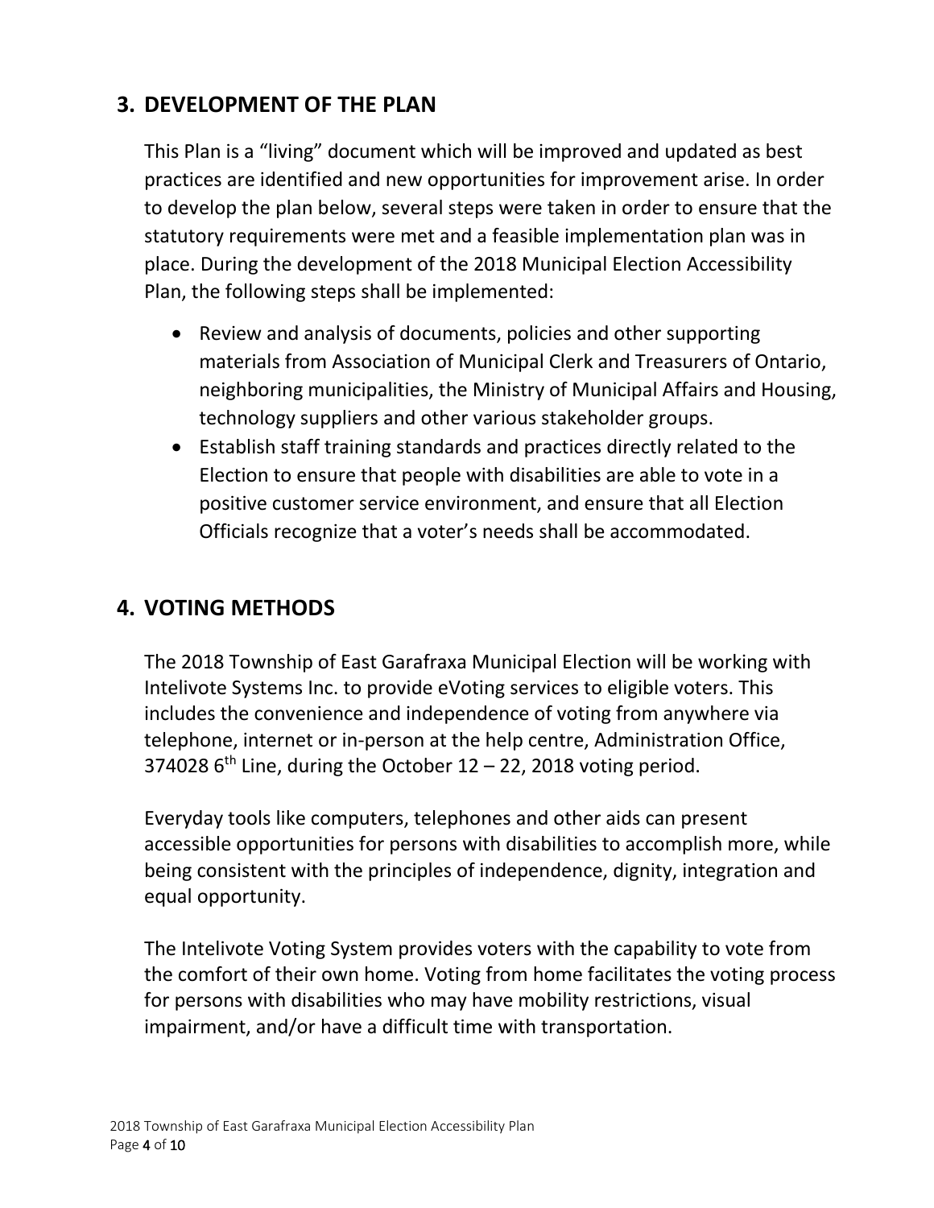## 3. DEVELOPMENT OF THE PLAN

This Plan is a "living" document which will be improved and updated as best practices are identified and new opportunities for improvement arise. In order to develop the plan below, several steps were taken in order to ensure that the statutory requirements were met and a feasible implementation plan was in place. During the development of the 2018 Municipal Election Accessibility Plan, the following steps shall be implemented:

- Review and analysis of documents, policies and other supporting materials from Association of Municipal Clerk and Treasurers of Ontario, neighboring municipalities, the Ministry of Municipal Affairs and Housing, technology suppliers and other various stakeholder groups.
- Establish staff training standards and practices directly related to the Election to ensure that people with disabilities are able to vote in a positive customer service environment, and ensure that all Election Officials recognize that a voter's needs shall be accommodated.

## 4. VOTING METHODS

The 2018 Township of East Garafraxa Municipal Election will be working with Intelivote Systems Inc. to provide eVoting services to eligible voters. This includes the convenience and independence of voting from anywhere via telephone, internet or in-person at the help centre, Administration Office, 374028 6th Line, during the October 12 – 22, 2018 voting period.

Everyday tools like computers, telephones and other aids can present accessible opportunities for persons with disabilities to accomplish more, while being consistent with the principles of independence, dignity, integration and equal opportunity.

The Intelivote Voting System provides voters with the capability to vote from the comfort of their own home. Voting from home facilitates the voting process for persons with disabilities who may have mobility restrictions, visual impairment, and/or have a difficult time with transportation.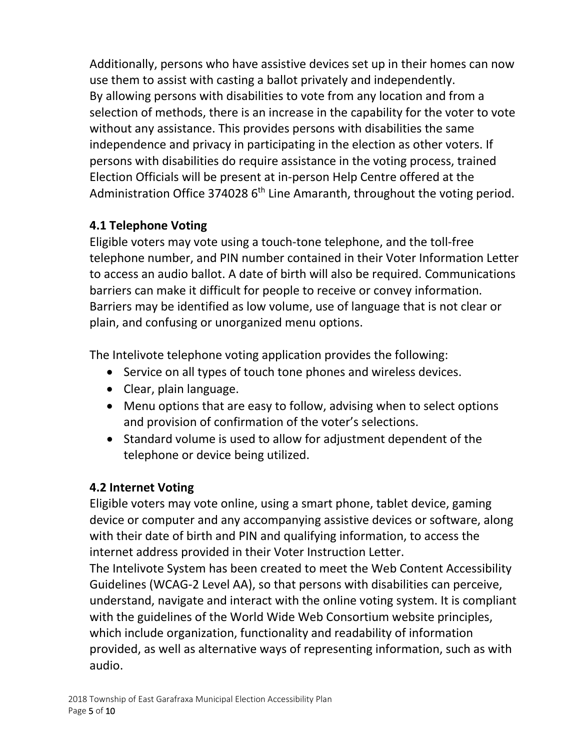Additionally, persons who have assistive devices set up in their homes can now use them to assist with casting a ballot privately and independently.
By allowing persons with disabilities to vote from any location and from a selection of methods, there is an increase in the capability for the voter to vote without any assistance. This provides persons with disabilities the same independence and privacy in participating in the election as other voters. If persons with disabilities do require assistance in the voting process, trained Election Officials will be present at in-person Help Centre offered at the Administration Office 374028 6th Line Amaranth, throughout the voting period.

### 4.1 Telephone Voting

Eligible voters may vote using a touch-tone telephone, and the toll-free telephone number, and PIN number contained in their Voter Information Letter to access an audio ballot. A date of birth will also be required. Communications barriers can make it difficult for people to receive or convey information. Barriers may be identified as low volume, use of language that is not clear or plain, and confusing or unorganized menu options.

The Intelivote telephone voting application provides the following:

- Service on all types of touch tone phones and wireless devices.
- Clear, plain language.
- Menu options that are easy to follow, advising when to select options and provision of confirmation of the voter's selections.
- Standard volume is used to allow for adjustment dependent of the telephone or device being utilized.

### 4.2 Internet Voting

Eligible voters may vote online, using a smart phone, tablet device, gaming device or computer and any accompanying assistive devices or software, along with their date of birth and PIN and qualifying information, to access the internet address provided in their Voter Instruction Letter.
The Intelivote System has been created to meet the Web Content Accessibility Guidelines (WCAG-2 Level AA), so that persons with disabilities can perceive, understand, navigate and interact with the online voting system. It is compliant with the guidelines of the World Wide Web Consortium website principles, which include organization, functionality and readability of information provided, as well as alternative ways of representing information, such as with audio.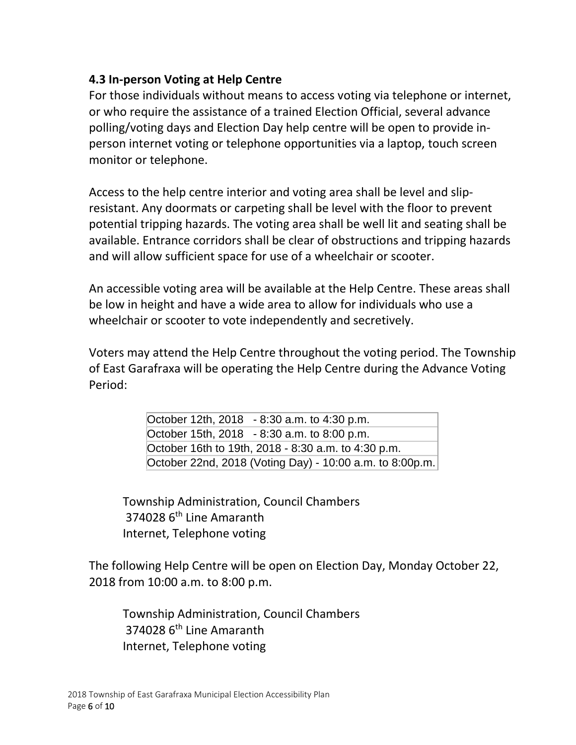### 4.3 In-person Voting at Help Centre

For those individuals without means to access voting via telephone or internet, or who require the assistance of a trained Election Official, several advance polling/voting days and Election Day help centre will be open to provide in-person internet voting or telephone opportunities via a laptop, touch screen monitor or telephone.

Access to the help centre interior and voting area shall be level and slip-resistant. Any doormats or carpeting shall be level with the floor to prevent potential tripping hazards. The voting area shall be well lit and seating shall be available. Entrance corridors shall be clear of obstructions and tripping hazards and will allow sufficient space for use of a wheelchair or scooter.

An accessible voting area will be available at the Help Centre. These areas shall be low in height and have a wide area to allow for individuals who use a wheelchair or scooter to vote independently and secretively.

Voters may attend the Help Centre throughout the voting period. The Township of East Garafraxa will be operating the Help Centre during the Advance Voting Period:

| |
|---|
| October 12th, 2018 - 8:30 a.m. to 4:30 p.m. |
| October 15th, 2018 - 8:30 a.m. to 8:00 p.m. |
| October 16th to 19th, 2018 - 8:30 a.m. to 4:30 p.m. |
| October 22nd, 2018 (Voting Day) - 10:00 a.m. to 8:00p.m. |

Township Administration, Council Chambers
374028 6th Line Amaranth
Internet, Telephone voting

The following Help Centre will be open on Election Day, Monday October 22, 2018 from 10:00 a.m. to 8:00 p.m.

Township Administration, Council Chambers
374028 6th Line Amaranth
Internet, Telephone voting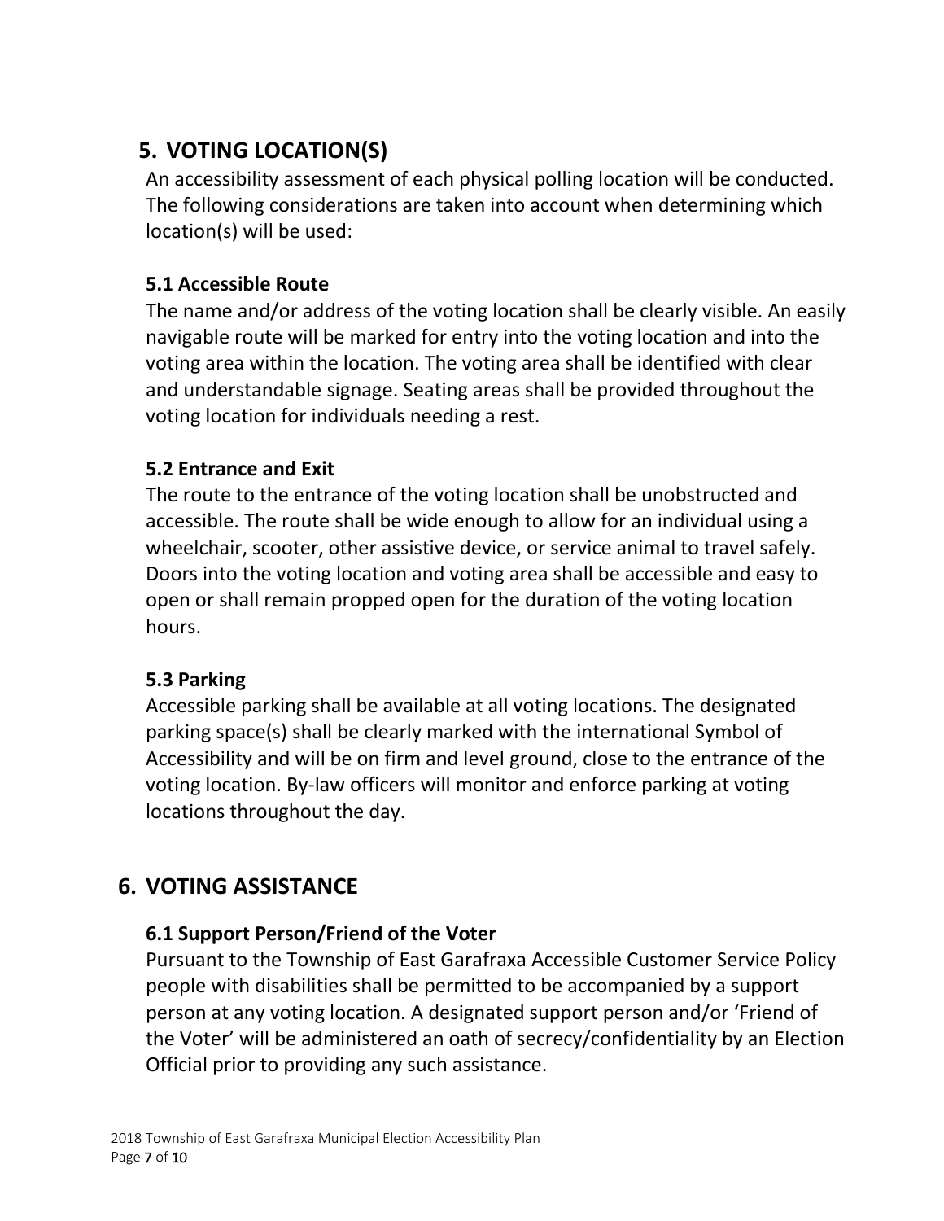## 5. VOTING LOCATION(S)

An accessibility assessment of each physical polling location will be conducted. The following considerations are taken into account when determining which location(s) will be used:

### 5.1 Accessible Route

The name and/or address of the voting location shall be clearly visible. An easily navigable route will be marked for entry into the voting location and into the voting area within the location. The voting area shall be identified with clear and understandable signage. Seating areas shall be provided throughout the voting location for individuals needing a rest.

### 5.2 Entrance and Exit

The route to the entrance of the voting location shall be unobstructed and accessible. The route shall be wide enough to allow for an individual using a wheelchair, scooter, other assistive device, or service animal to travel safely. Doors into the voting location and voting area shall be accessible and easy to open or shall remain propped open for the duration of the voting location hours.

### 5.3 Parking

Accessible parking shall be available at all voting locations. The designated parking space(s) shall be clearly marked with the international Symbol of Accessibility and will be on firm and level ground, close to the entrance of the voting location. By-law officers will monitor and enforce parking at voting locations throughout the day.

## 6. VOTING ASSISTANCE

### 6.1 Support Person/Friend of the Voter

Pursuant to the Township of East Garafraxa Accessible Customer Service Policy people with disabilities shall be permitted to be accompanied by a support person at any voting location. A designated support person and/or 'Friend of the Voter' will be administered an oath of secrecy/confidentiality by an Election Official prior to providing any such assistance.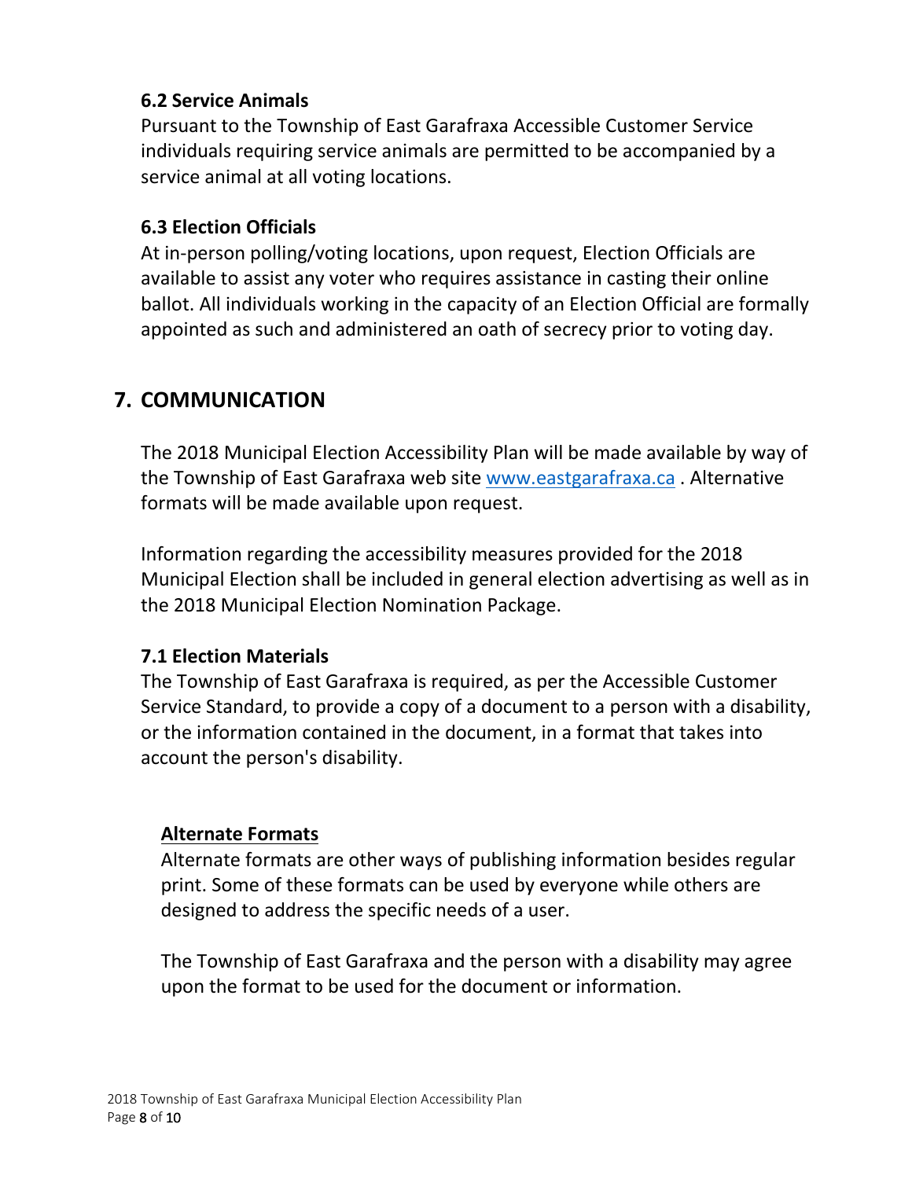### 6.2 Service Animals

Pursuant to the Township of East Garafraxa Accessible Customer Service individuals requiring service animals are permitted to be accompanied by a service animal at all voting locations.

### 6.3 Election Officials

At in-person polling/voting locations, upon request, Election Officials are available to assist any voter who requires assistance in casting their online ballot. All individuals working in the capacity of an Election Official are formally appointed as such and administered an oath of secrecy prior to voting day.

## 7. COMMUNICATION

The 2018 Municipal Election Accessibility Plan will be made available by way of the Township of East Garafraxa web site [www.eastgarafraxa.ca](http://www.eastgarafraxa.ca) . Alternative formats will be made available upon request.

Information regarding the accessibility measures provided for the 2018 Municipal Election shall be included in general election advertising as well as in the 2018 Municipal Election Nomination Package.

### 7.1 Election Materials

The Township of East Garafraxa is required, as per the Accessible Customer Service Standard, to provide a copy of a document to a person with a disability, or the information contained in the document, in a format that takes into account the person's disability.

**Alternate Formats**

Alternate formats are other ways of publishing information besides regular print. Some of these formats can be used by everyone while others are designed to address the specific needs of a user.

The Township of East Garafraxa and the person with a disability may agree upon the format to be used for the document or information.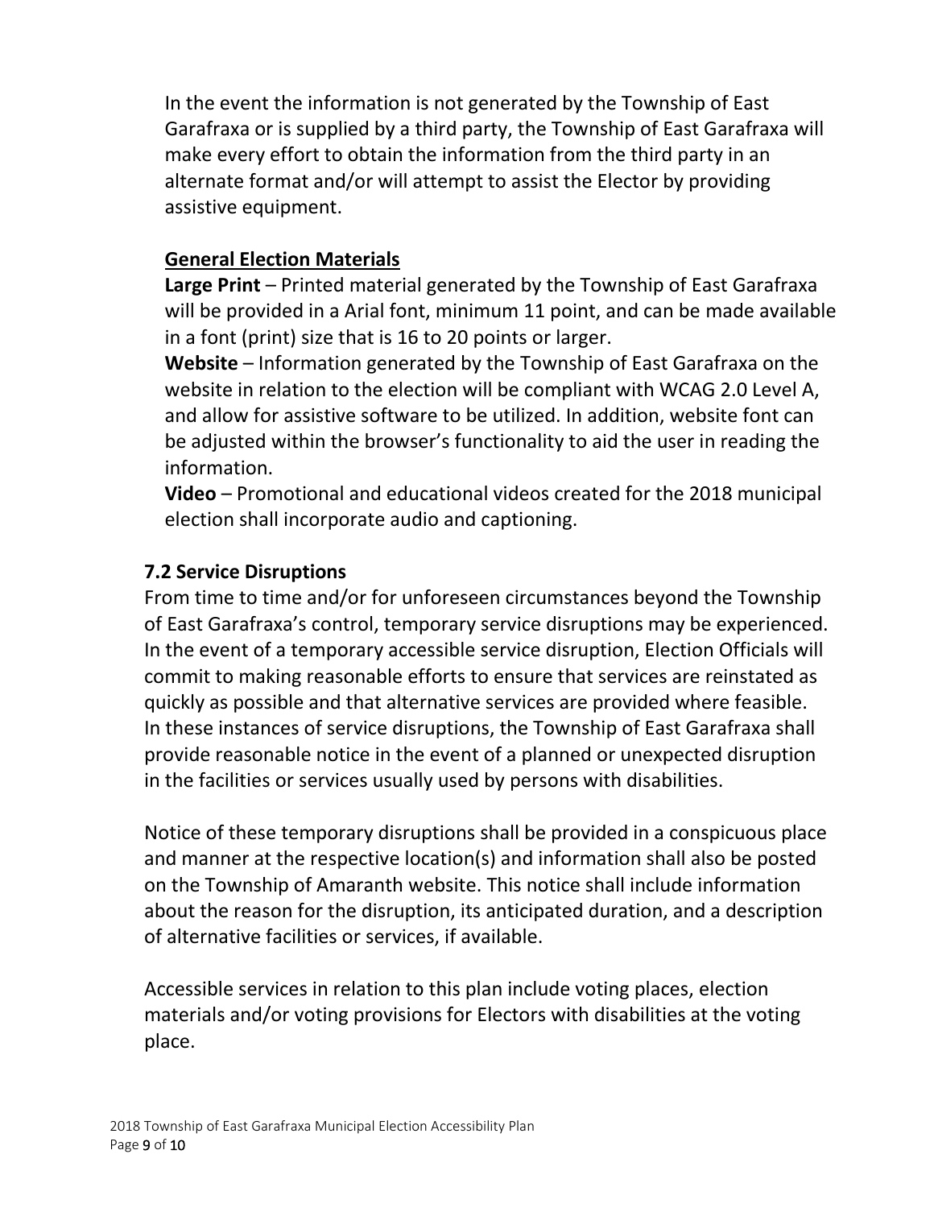In the event the information is not generated by the Township of East Garafraxa or is supplied by a third party, the Township of East Garafraxa will make every effort to obtain the information from the third party in an alternate format and/or will attempt to assist the Elector by providing assistive equipment.

**General Election Materials**

**Large Print** – Printed material generated by the Township of East Garafraxa will be provided in a Arial font, minimum 11 point, and can be made available in a font (print) size that is 16 to 20 points or larger.

**Website** – Information generated by the Township of East Garafraxa on the website in relation to the election will be compliant with WCAG 2.0 Level A, and allow for assistive software to be utilized. In addition, website font can be adjusted within the browser's functionality to aid the user in reading the information.

**Video** – Promotional and educational videos created for the 2018 municipal election shall incorporate audio and captioning.

### 7.2 Service Disruptions

From time to time and/or for unforeseen circumstances beyond the Township of East Garafraxa's control, temporary service disruptions may be experienced. In the event of a temporary accessible service disruption, Election Officials will commit to making reasonable efforts to ensure that services are reinstated as quickly as possible and that alternative services are provided where feasible. In these instances of service disruptions, the Township of East Garafraxa shall provide reasonable notice in the event of a planned or unexpected disruption in the facilities or services usually used by persons with disabilities.

Notice of these temporary disruptions shall be provided in a conspicuous place and manner at the respective location(s) and information shall also be posted on the Township of Amaranth website. This notice shall include information about the reason for the disruption, its anticipated duration, and a description of alternative facilities or services, if available.

Accessible services in relation to this plan include voting places, election materials and/or voting provisions for Electors with disabilities at the voting place.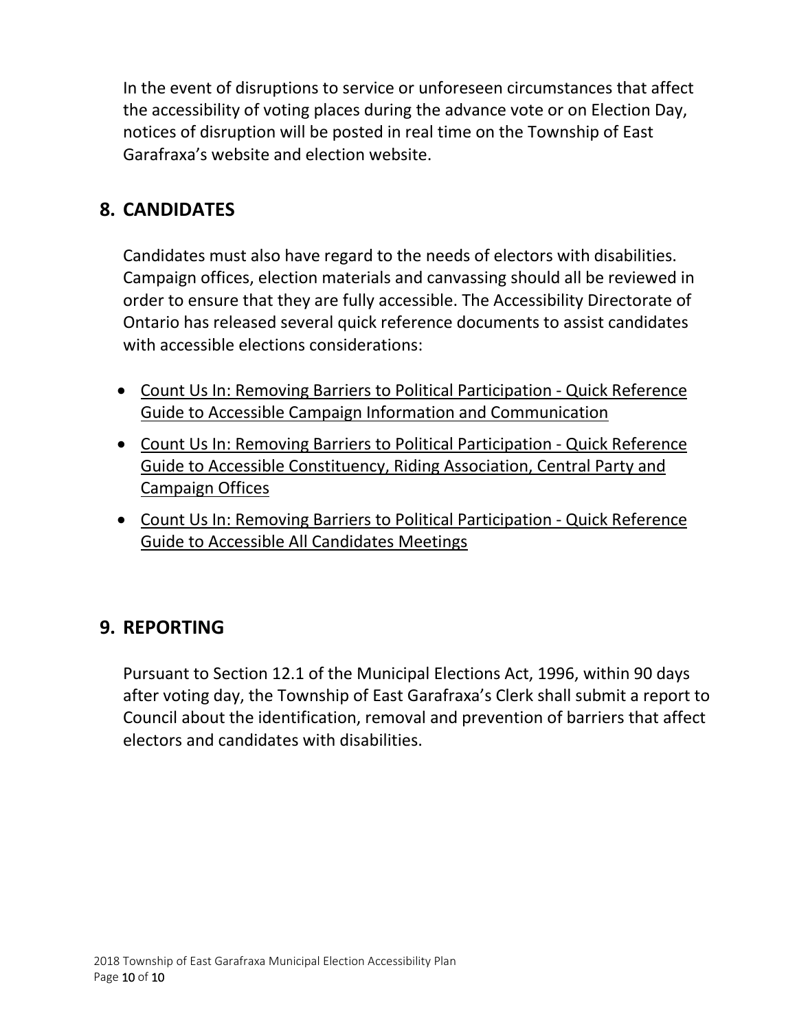In the event of disruptions to service or unforeseen circumstances that affect the accessibility of voting places during the advance vote or on Election Day, notices of disruption will be posted in real time on the Township of East Garafraxa's website and election website.

## 8. CANDIDATES

Candidates must also have regard to the needs of electors with disabilities. Campaign offices, election materials and canvassing should all be reviewed in order to ensure that they are fully accessible. The Accessibility Directorate of Ontario has released several quick reference documents to assist candidates with accessible elections considerations:

- Count Us In: Removing Barriers to Political Participation - Quick Reference Guide to Accessible Campaign Information and Communication
- Count Us In: Removing Barriers to Political Participation - Quick Reference Guide to Accessible Constituency, Riding Association, Central Party and Campaign Offices
- Count Us In: Removing Barriers to Political Participation - Quick Reference Guide to Accessible All Candidates Meetings

## 9. REPORTING

Pursuant to Section 12.1 of the Municipal Elections Act, 1996, within 90 days after voting day, the Township of East Garafraxa's Clerk shall submit a report to Council about the identification, removal and prevention of barriers that affect electors and candidates with disabilities.